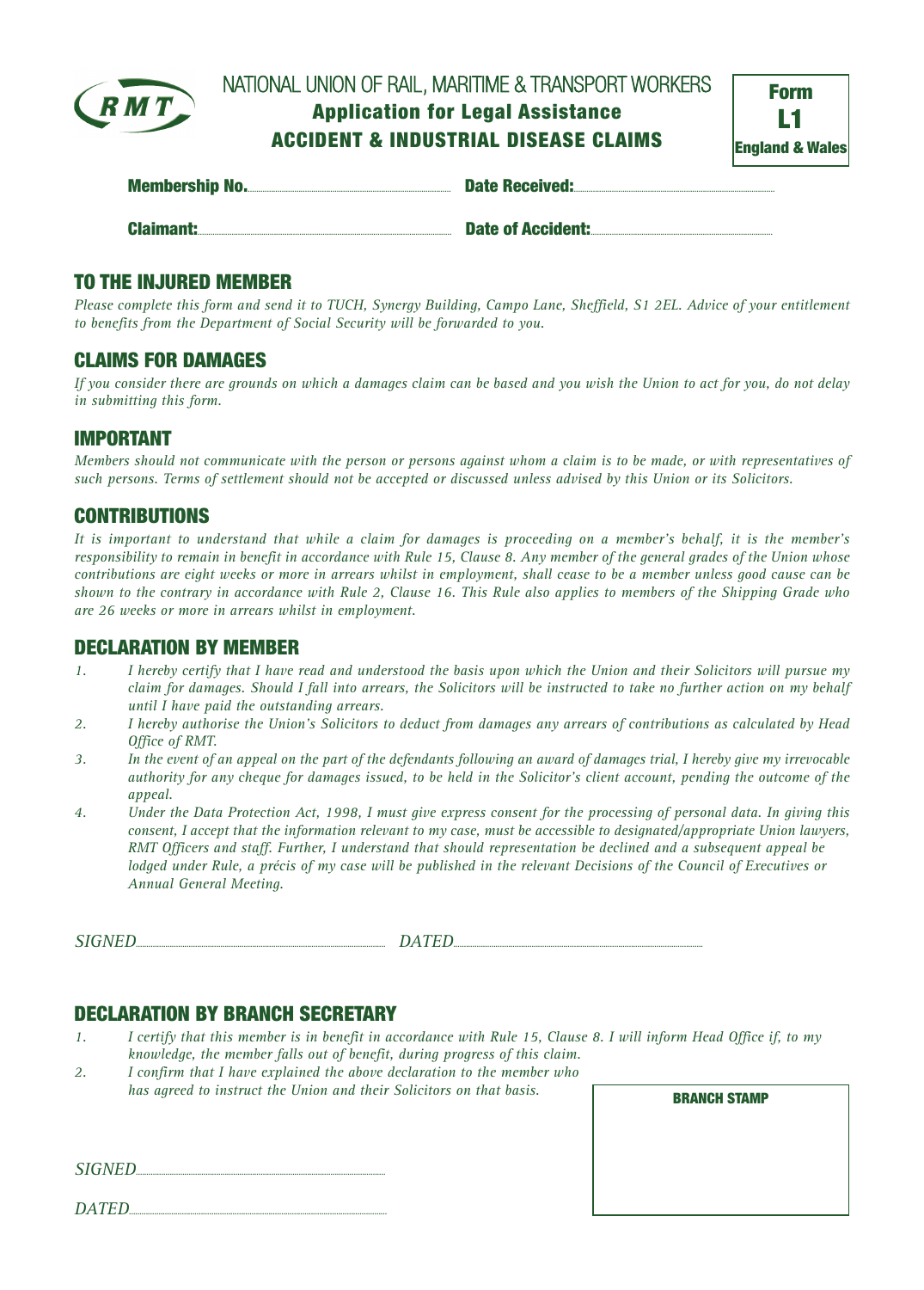# NATIONAL UNION OF RAIL, MARITIME & TRANSPORT WORKERS

## Application for Legal Assistance

## ACCIDENT & INDUSTRIAL DISEASE CLAIMS

**Form L1**
**England & Wales**

**Membership No.**.............................................. **Date Received:**..............................................

**Claimant:**.............................................. **Date of Accident:**..............................................

## TO THE INJURED MEMBER

*Please complete this form and send it to TUCH, Synergy Building, Campo Lane, Sheffield, S1 2EL. Advice of your entitlement to benefits from the Department of Social Security will be forwarded to you.*

## CLAIMS FOR DAMAGES

*If you consider there are grounds on which a damages claim can be based and you wish the Union to act for you, do not delay in submitting this form.*

## IMPORTANT

*Members should not communicate with the person or persons against whom a claim is to be made, or with representatives of such persons. Terms of settlement should not be accepted or discussed unless advised by this Union or its Solicitors.*

## CONTRIBUTIONS

*It is important to understand that while a claim for damages is proceeding on a member's behalf, it is the member's responsibility to remain in benefit in accordance with Rule 15, Clause 8. Any member of the general grades of the Union whose contributions are eight weeks or more in arrears whilst in employment, shall cease to be a member unless good cause can be shown to the contrary in accordance with Rule 2, Clause 16. This Rule also applies to members of the Shipping Grade who are 26 weeks or more in arrears whilst in employment.*

## DECLARATION BY MEMBER

1. *I hereby certify that I have read and understood the basis upon which the Union and their Solicitors will pursue my claim for damages. Should I fall into arrears, the Solicitors will be instructed to take no further action on my behalf until I have paid the outstanding arrears.*
2. *I hereby authorise the Union's Solicitors to deduct from damages any arrears of contributions as calculated by Head Office of RMT.*
3. *In the event of an appeal on the part of the defendants following an award of damages trial, I hereby give my irrevocable authority for any cheque for damages issued, to be held in the Solicitor's client account, pending the outcome of the appeal.*
4. *Under the Data Protection Act, 1998, I must give express consent for the processing of personal data. In giving this consent, I accept that the information relevant to my case, must be accessible to designated/appropriate Union lawyers, RMT Officers and staff. Further, I understand that should representation be declined and a subsequent appeal be lodged under Rule, a précis of my case will be published in the relevant Decisions of the Council of Executives or Annual General Meeting.*

*SIGNED*.............................................. *DATED*..............................................

## DECLARATION BY BRANCH SECRETARY

1. *I certify that this member is in benefit in accordance with Rule 15, Clause 8. I will inform Head Office if, to my knowledge, the member falls out of benefit, during progress of this claim.*
2. *I confirm that I have explained the above declaration to the member who has agreed to instruct the Union and their Solicitors on that basis.*

**BRANCH STAMP**

*SIGNED*..............................................

*DATED*..............................................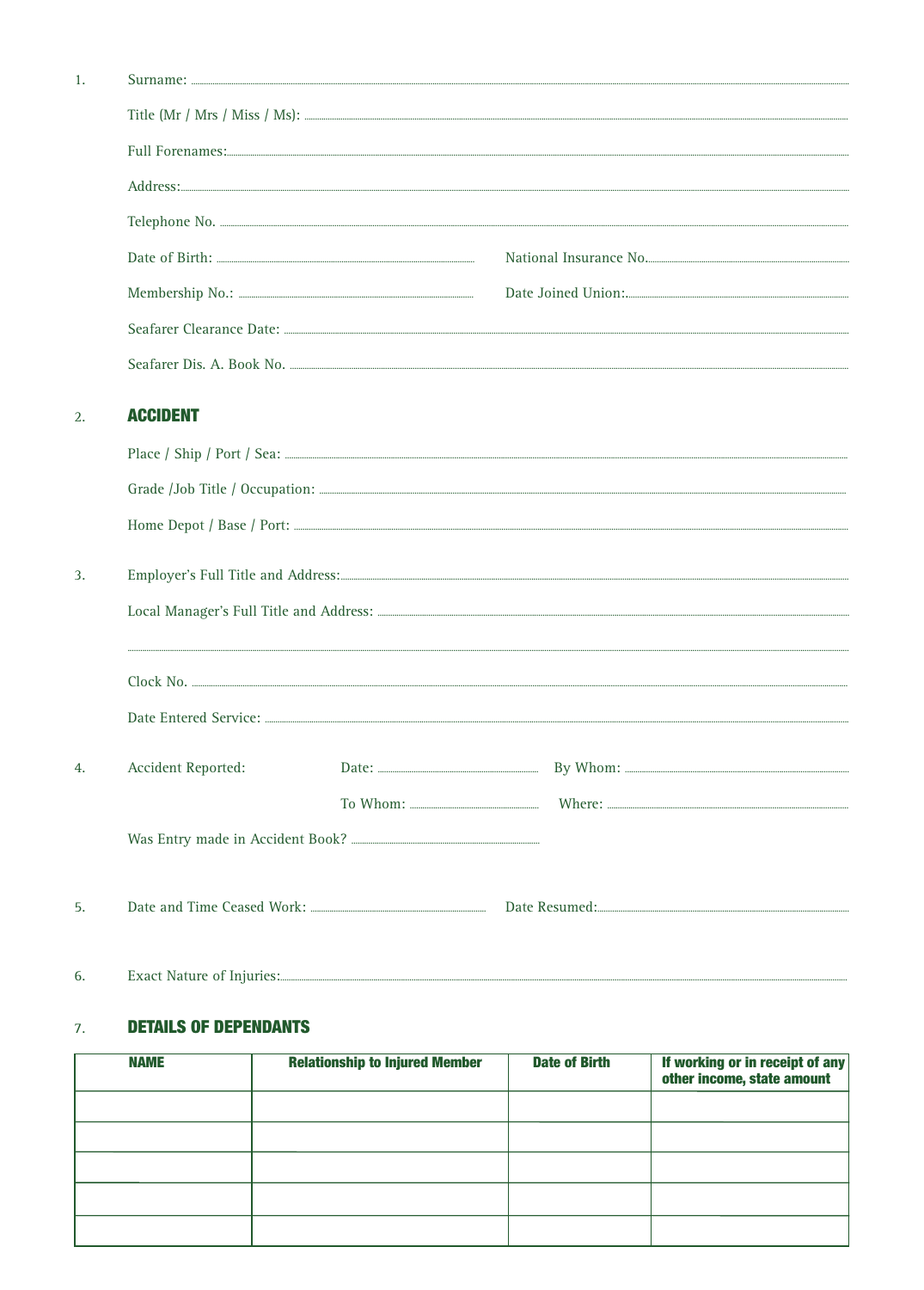1. Surname: ..................................................

   Title (Mr / Mrs / Miss / Ms): ..................................................

   Full Forenames: ..................................................

   Address: ..................................................

   Telephone No. ..................................................

   Date of Birth: .................................... National Insurance No. ....................................

   Membership No.: .................................... Date Joined Union: ....................................

   Seafarer Clearance Date: ..................................................

   Seafarer Dis. A. Book No. ..................................................

2. **ACCIDENT**

   Place / Ship / Port / Sea: ..................................................

   Grade /Job Title / Occupation: ..................................................

   Home Depot / Base / Port: ..................................................

3. Employer's Full Title and Address: ..................................................

   Local Manager's Full Title and Address: ..................................................

   ..................................................

   Clock No. ..................................................

   Date Entered Service: ..................................................

4. Accident Reported: Date: .................................... By Whom: ....................................

   To Whom: .................................... Where: ....................................

   Was Entry made in Accident Book? ....................................

5. Date and Time Ceased Work: .................................... Date Resumed: ....................................

6. Exact Nature of Injuries: ..................................................

7. **DETAILS OF DEPENDANTS**

| NAME | Relationship to Injured Member | Date of Birth | If working or in receipt of any other income, state amount |
|---|---|---|---|
| | | | |
| | | | |
| | | | |
| | | | |
| | | | |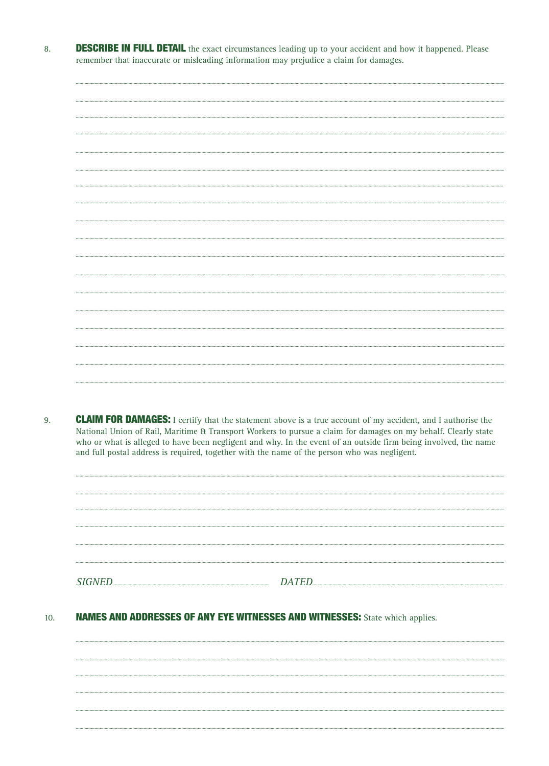8. **DESCRIBE IN FULL DETAIL** the exact circumstances leading up to your accident and how it happened. Please remember that inaccurate or misleading information may prejudice a claim for damages.

9. **CLAIM FOR DAMAGES:** I certify that the statement above is a true account of my accident, and I authorise the National Union of Rail, Maritime & Transport Workers to pursue a claim for damages on my behalf. Clearly state who or what is alleged to have been negligent and why. In the event of an outside firm being involved, the name and full postal address is required, together with the name of the person who was negligent.

*SIGNED*............................................ *DATED*............................................

10. **NAMES AND ADDRESSES OF ANY EYE WITNESSES AND WITNESSES:** State which applies.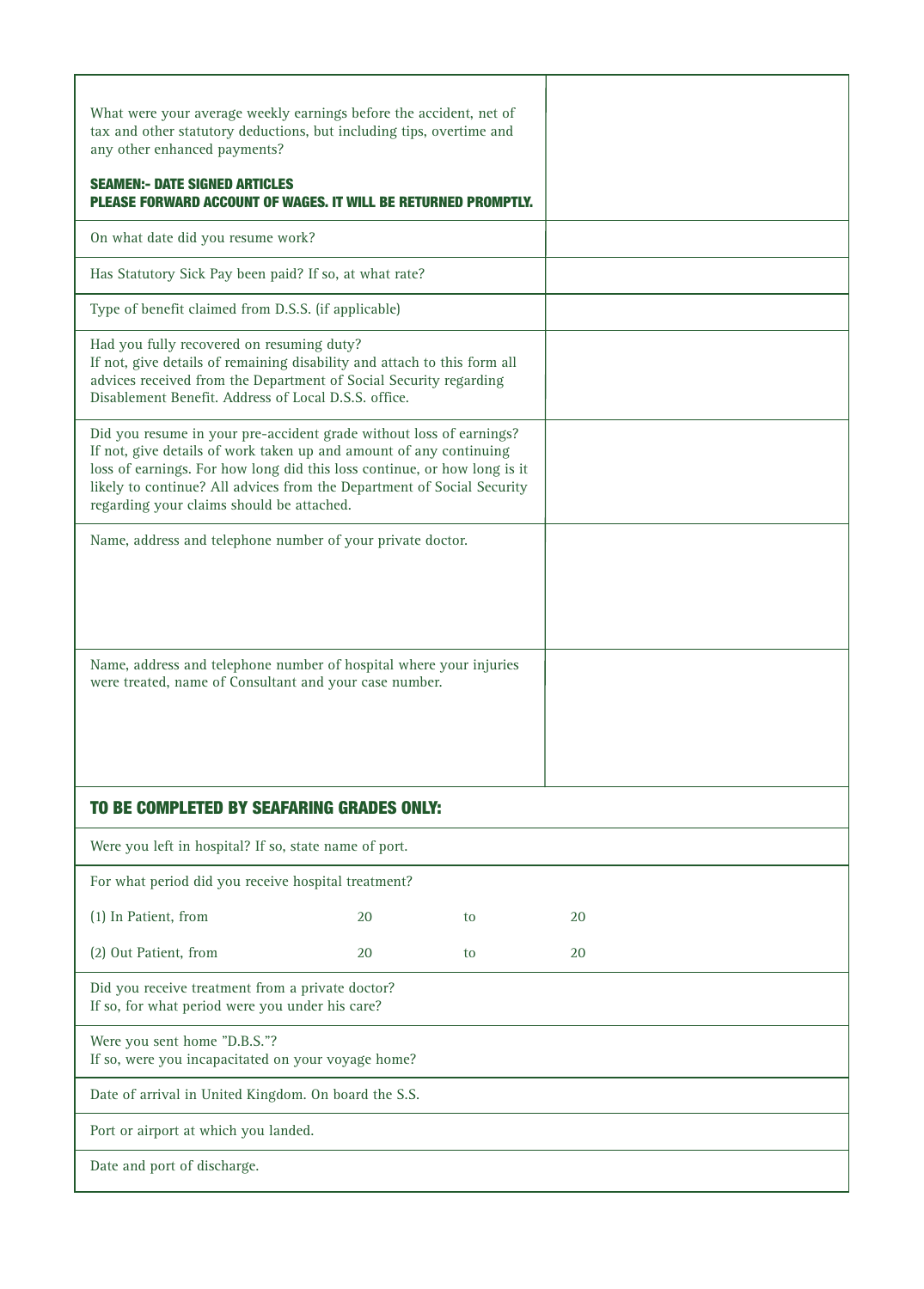| | |
|---|---|
| What were your average weekly earnings before the accident, net of tax and other statutory deductions, but including tips, overtime and any other enhanced payments?<br><br>**SEAMEN:- DATE SIGNED ARTICLES**<br>**PLEASE FORWARD ACCOUNT OF WAGES. IT WILL BE RETURNED PROMPTLY.** | |
| On what date did you resume work? | |
| Has Statutory Sick Pay been paid? If so, at what rate? | |
| Type of benefit claimed from D.S.S. (if applicable) | |
| Had you fully recovered on resuming duty?<br>If not, give details of remaining disability and attach to this form all advices received from the Department of Social Security regarding Disablement Benefit. Address of Local D.S.S. office. | |
| Did you resume in your pre-accident grade without loss of earnings? If not, give details of work taken up and amount of any continuing loss of earnings. For how long did this loss continue, or how long is it likely to continue? All advices from the Department of Social Security regarding your claims should be attached. | |
| Name, address and telephone number of your private doctor. | |
| Name, address and telephone number of hospital where your injuries were treated, name of Consultant and your case number. | |

## TO BE COMPLETED BY SEAFARING GRADES ONLY:

Were you left in hospital? If so, state name of port.

For what period did you receive hospital treatment?

| | | | |
|---|---|---|---|
| (1) In Patient, from | 20 | to | 20 |
| (2) Out Patient, from | 20 | to | 20 |

Did you receive treatment from a private doctor?
If so, for what period were you under his care?

Were you sent home "D.B.S."?
If so, were you incapacitated on your voyage home?

Date of arrival in United Kingdom. On board the S.S.

Port or airport at which you landed.

Date and port of discharge.